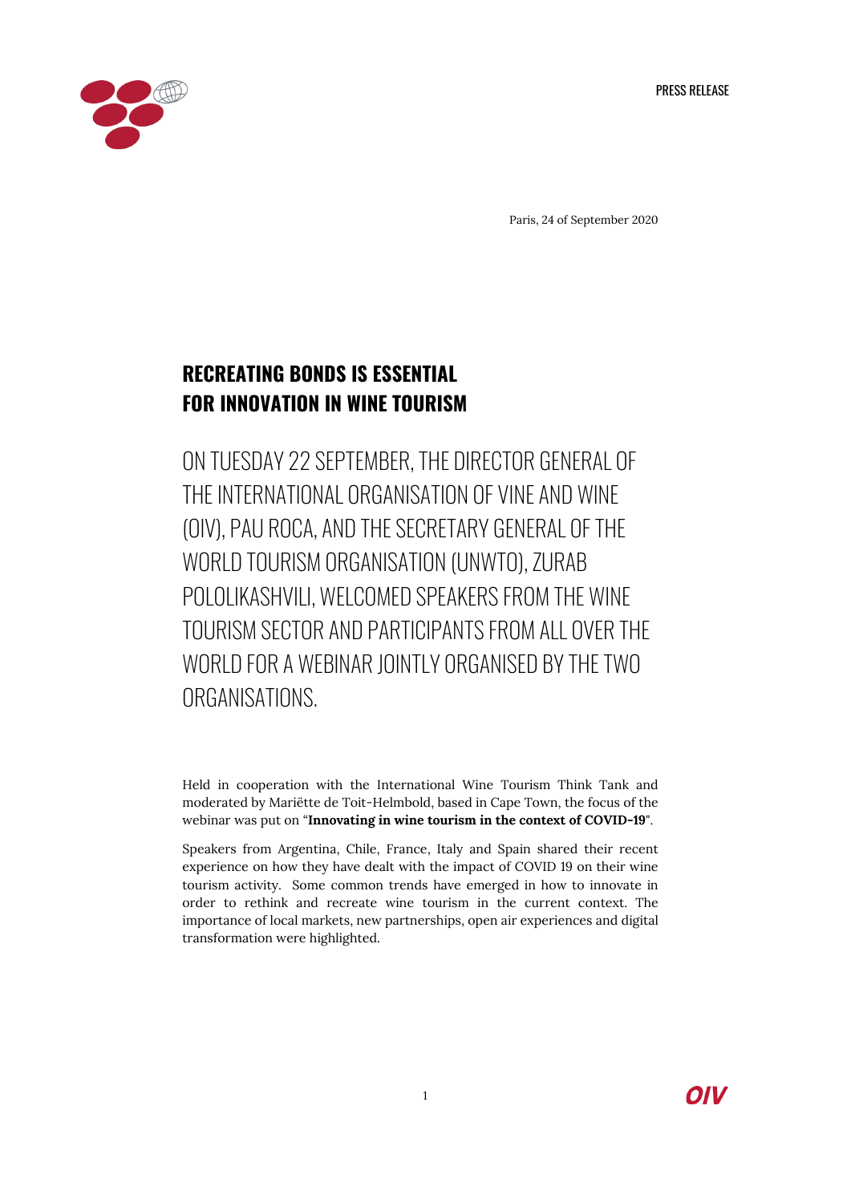PRESS RELEASE

Paris, 24 of September 2020

# RECREATING BONDS IS ESSENTIAL FOR INNOVATION IN WINE TOURISM

## ON TUESDAY 22 SEPTEMBER, THE DIRECTOR GENERAL OF THE INTERNATIONAL ORGANISATION OF VINE AND WINE (OIV), PAU ROCA, AND THE SECRETARY GENERAL OF THE WORLD TOURISM ORGANISATION (UNWTO), ZURAB POLOLIKASHVILI, WELCOMED SPEAKERS FROM THE WINE TOURISM SECTOR AND PARTICIPANTS FROM ALL OVER THE WORLD FOR A WEBINAR JOINTLY ORGANISED BY THE TWO ORGANISATIONS.

Held in cooperation with the International Wine Tourism Think Tank and moderated by Mariëtte de Toit-Helmbold, based in Cape Town, the focus of the webinar was put on "**Innovating in wine tourism in the context of COVID-19**".

Speakers from Argentina, Chile, France, Italy and Spain shared their recent experience on how they have dealt with the impact of COVID 19 on their wine tourism activity. Some common trends have emerged in how to innovate in order to rethink and recreate wine tourism in the current context. The importance of local markets, new partnerships, open air experiences and digital transformation were highlighted.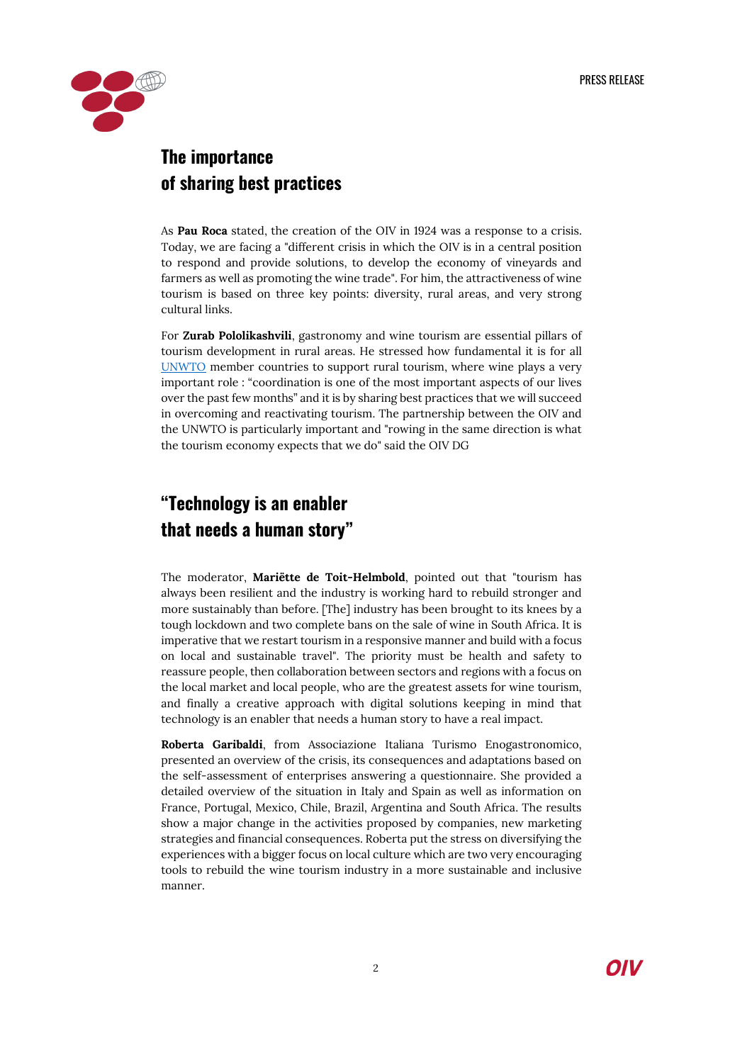## The importance of sharing best practices

As **Pau Roca** stated, the creation of the OIV in 1924 was a response to a crisis. Today, we are facing a "different crisis in which the OIV is in a central position to respond and provide solutions, to develop the economy of vineyards and farmers as well as promoting the wine trade". For him, the attractiveness of wine tourism is based on three key points: diversity, rural areas, and very strong cultural links.

For **Zurab Pololikashvili**, gastronomy and wine tourism are essential pillars of tourism development in rural areas. He stressed how fundamental it is for all UNWTO member countries to support rural tourism, where wine plays a very important role : "coordination is one of the most important aspects of our lives over the past few months" and it is by sharing best practices that we will succeed in overcoming and reactivating tourism. The partnership between the OIV and the UNWTO is particularly important and "rowing in the same direction is what the tourism economy expects that we do" said the OIV DG

## "Technology is an enabler that needs a human story"

The moderator, **Mariëtte de Toit-Helmbold**, pointed out that "tourism has always been resilient and the industry is working hard to rebuild stronger and more sustainably than before. [The] industry has been brought to its knees by a tough lockdown and two complete bans on the sale of wine in South Africa. It is imperative that we restart tourism in a responsive manner and build with a focus on local and sustainable travel". The priority must be health and safety to reassure people, then collaboration between sectors and regions with a focus on the local market and local people, who are the greatest assets for wine tourism, and finally a creative approach with digital solutions keeping in mind that technology is an enabler that needs a human story to have a real impact.

**Roberta Garibaldi**, from Associazione Italiana Turismo Enogastronomico, presented an overview of the crisis, its consequences and adaptations based on the self-assessment of enterprises answering a questionnaire. She provided a detailed overview of the situation in Italy and Spain as well as information on France, Portugal, Mexico, Chile, Brazil, Argentina and South Africa. The results show a major change in the activities proposed by companies, new marketing strategies and financial consequences. Roberta put the stress on diversifying the experiences with a bigger focus on local culture which are two very encouraging tools to rebuild the wine tourism industry in a more sustainable and inclusive manner.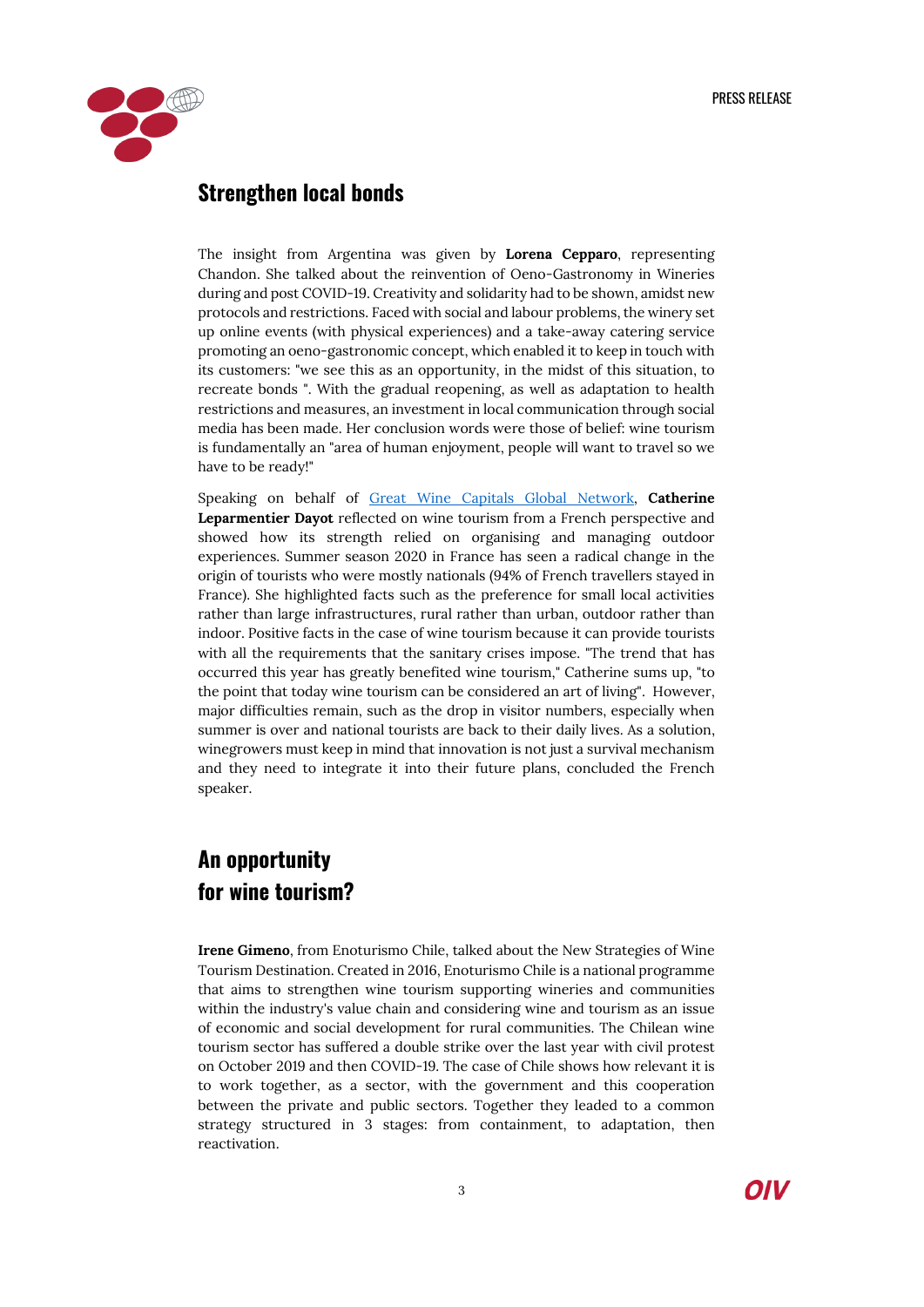## Strengthen local bonds

The insight from Argentina was given by **Lorena Cepparo**, representing Chandon. She talked about the reinvention of Oeno-Gastronomy in Wineries during and post COVID-19. Creativity and solidarity had to be shown, amidst new protocols and restrictions. Faced with social and labour problems, the winery set up online events (with physical experiences) and a take-away catering service promoting an oeno-gastronomic concept, which enabled it to keep in touch with its customers: "we see this as an opportunity, in the midst of this situation, to recreate bonds ". With the gradual reopening, as well as adaptation to health restrictions and measures, an investment in local communication through social media has been made. Her conclusion words were those of belief: wine tourism is fundamentally an "area of human enjoyment, people will want to travel so we have to be ready!"

Speaking on behalf of [Great Wine Capitals Global Network](), **Catherine Leparmentier Dayot** reflected on wine tourism from a French perspective and showed how its strength relied on organising and managing outdoor experiences. Summer season 2020 in France has seen a radical change in the origin of tourists who were mostly nationals (94% of French travellers stayed in France). She highlighted facts such as the preference for small local activities rather than large infrastructures, rural rather than urban, outdoor rather than indoor. Positive facts in the case of wine tourism because it can provide tourists with all the requirements that the sanitary crises impose. "The trend that has occurred this year has greatly benefited wine tourism," Catherine sums up, "to the point that today wine tourism can be considered an art of living". However, major difficulties remain, such as the drop in visitor numbers, especially when summer is over and national tourists are back to their daily lives. As a solution, winegrowers must keep in mind that innovation is not just a survival mechanism and they need to integrate it into their future plans, concluded the French speaker.

## An opportunity for wine tourism?

**Irene Gimeno**, from Enoturismo Chile, talked about the New Strategies of Wine Tourism Destination. Created in 2016, Enoturismo Chile is a national programme that aims to strengthen wine tourism supporting wineries and communities within the industry's value chain and considering wine and tourism as an issue of economic and social development for rural communities. The Chilean wine tourism sector has suffered a double strike over the last year with civil protest on October 2019 and then COVID-19. The case of Chile shows how relevant it is to work together, as a sector, with the government and this cooperation between the private and public sectors. Together they leaded to a common strategy structured in 3 stages: from containment, to adaptation, then reactivation.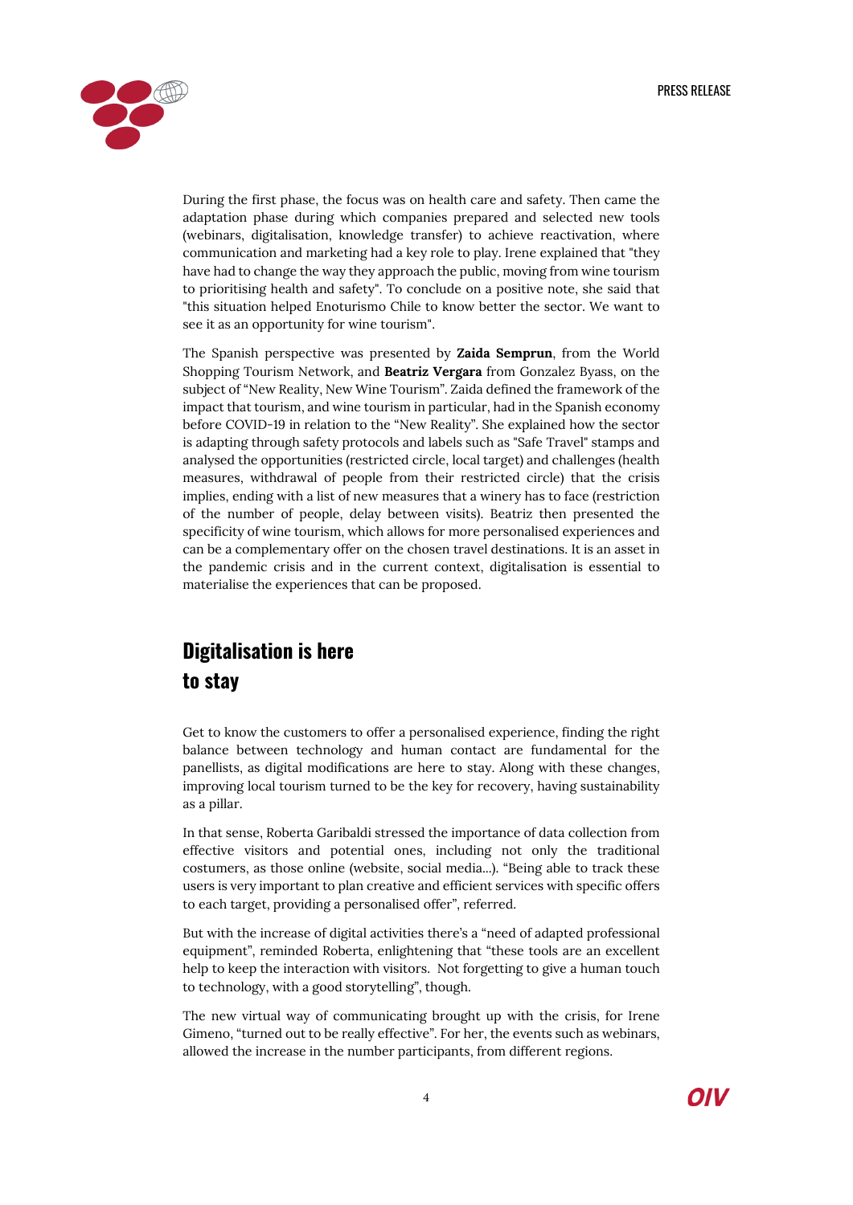During the first phase, the focus was on health care and safety. Then came the adaptation phase during which companies prepared and selected new tools (webinars, digitalisation, knowledge transfer) to achieve reactivation, where communication and marketing had a key role to play. Irene explained that "they have had to change the way they approach the public, moving from wine tourism to prioritising health and safety". To conclude on a positive note, she said that "this situation helped Enoturismo Chile to know better the sector. We want to see it as an opportunity for wine tourism".

The Spanish perspective was presented by **Zaida Semprun**, from the World Shopping Tourism Network, and **Beatriz Vergara** from Gonzalez Byass, on the subject of "New Reality, New Wine Tourism". Zaida defined the framework of the impact that tourism, and wine tourism in particular, had in the Spanish economy before COVID-19 in relation to the "New Reality". She explained how the sector is adapting through safety protocols and labels such as "Safe Travel" stamps and analysed the opportunities (restricted circle, local target) and challenges (health measures, withdrawal of people from their restricted circle) that the crisis implies, ending with a list of new measures that a winery has to face (restriction of the number of people, delay between visits). Beatriz then presented the specificity of wine tourism, which allows for more personalised experiences and can be a complementary offer on the chosen travel destinations. It is an asset in the pandemic crisis and in the current context, digitalisation is essential to materialise the experiences that can be proposed.

## Digitalisation is here to stay

Get to know the customers to offer a personalised experience, finding the right balance between technology and human contact are fundamental for the panellists, as digital modifications are here to stay. Along with these changes, improving local tourism turned to be the key for recovery, having sustainability as a pillar.

In that sense, Roberta Garibaldi stressed the importance of data collection from effective visitors and potential ones, including not only the traditional costumers, as those online (website, social media...). "Being able to track these users is very important to plan creative and efficient services with specific offers to each target, providing a personalised offer", referred.

But with the increase of digital activities there's a "need of adapted professional equipment", reminded Roberta, enlightening that "these tools are an excellent help to keep the interaction with visitors. Not forgetting to give a human touch to technology, with a good storytelling", though.

The new virtual way of communicating brought up with the crisis, for Irene Gimeno, "turned out to be really effective". For her, the events such as webinars, allowed the increase in the number participants, from different regions.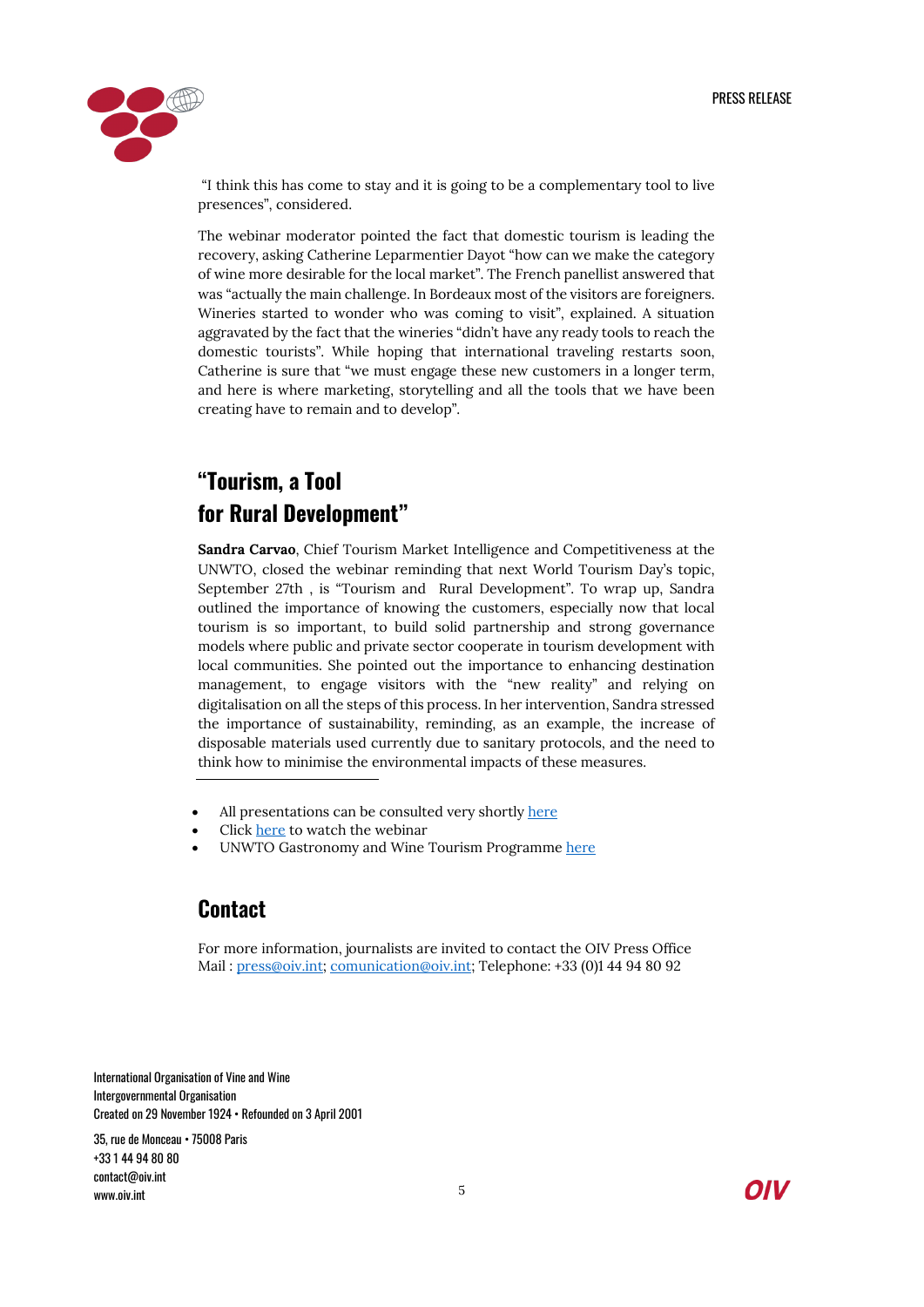"I think this has come to stay and it is going to be a complementary tool to live presences", considered.

The webinar moderator pointed the fact that domestic tourism is leading the recovery, asking Catherine Leparmentier Dayot "how can we make the category of wine more desirable for the local market". The French panellist answered that was "actually the main challenge. In Bordeaux most of the visitors are foreigners. Wineries started to wonder who was coming to visit", explained. A situation aggravated by the fact that the wineries "didn't have any ready tools to reach the domestic tourists". While hoping that international traveling restarts soon, Catherine is sure that "we must engage these new customers in a longer term, and here is where marketing, storytelling and all the tools that we have been creating have to remain and to develop".

## "Tourism, a Tool for Rural Development"

**Sandra Carvao**, Chief Tourism Market Intelligence and Competitiveness at the UNWTO, closed the webinar reminding that next World Tourism Day's topic, September 27th , is "Tourism and Rural Development". To wrap up, Sandra outlined the importance of knowing the customers, especially now that local tourism is so important, to build solid partnership and strong governance models where public and private sector cooperate in tourism development with local communities. She pointed out the importance to enhancing destination management, to engage visitors with the "new reality" and relying on digitalisation on all the steps of this process. In her intervention, Sandra stressed the importance of sustainability, reminding, as an example, the increase of disposable materials used currently due to sanitary protocols, and the need to think how to minimise the environmental impacts of these measures.

---

- All presentations can be consulted very shortly here
- Click here to watch the webinar
- UNWTO Gastronomy and Wine Tourism Programme here

## Contact

For more information, journalists are invited to contact the OIV Press Office
Mail : press@oiv.int; comunication@oiv.int; Telephone: +33 (0)1 44 94 80 92